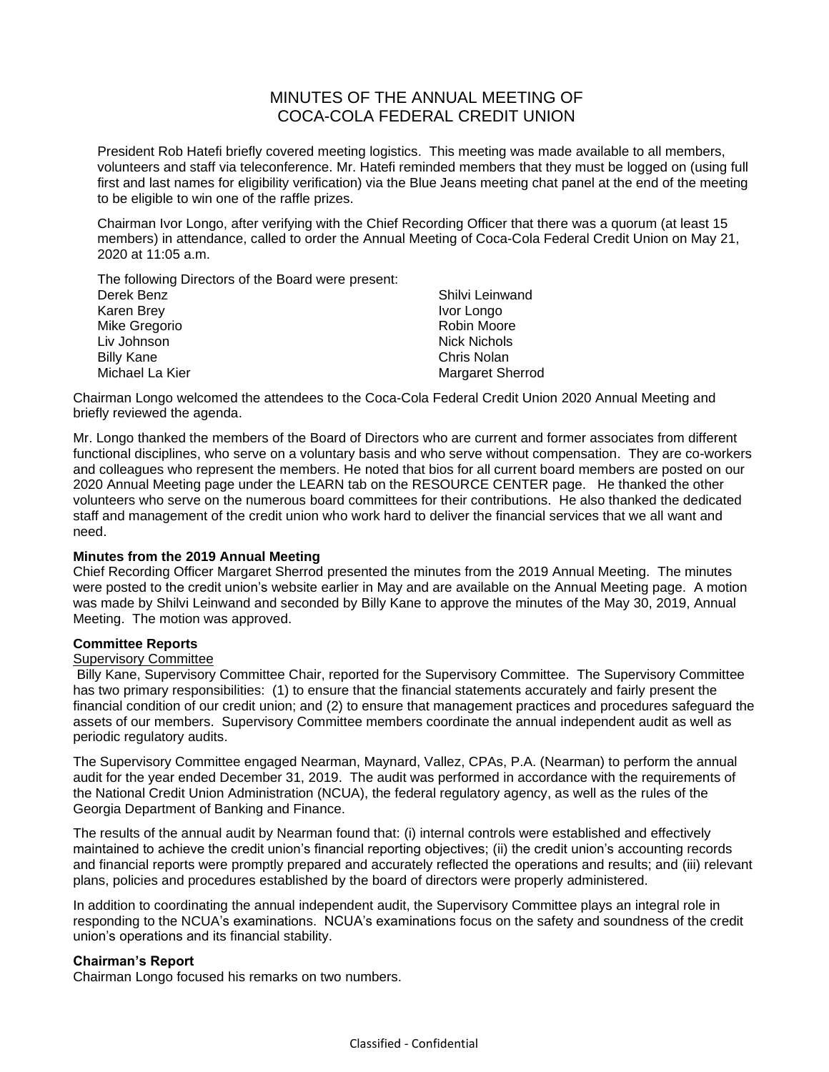# MINUTES OF THE ANNUAL MEETING OF COCA-COLA FEDERAL CREDIT UNION

President Rob Hatefi briefly covered meeting logistics. This meeting was made available to all members, volunteers and staff via teleconference. Mr. Hatefi reminded members that they must be logged on (using full first and last names for eligibility verification) via the Blue Jeans meeting chat panel at the end of the meeting to be eligible to win one of the raffle prizes.

Chairman Ivor Longo, after verifying with the Chief Recording Officer that there was a quorum (at least 15 members) in attendance, called to order the Annual Meeting of Coca-Cola Federal Credit Union on May 21, 2020 at 11:05 a.m.

The following Directors of the Board were present:

Derek Benz
Karen Brey
Mike Gregorio
Liv Johnson
Billy Kane
Michael La Kier
Shilvi Leinwand
Ivor Longo
Robin Moore
Nick Nichols
Chris Nolan
Margaret Sherrod

Chairman Longo welcomed the attendees to the Coca-Cola Federal Credit Union 2020 Annual Meeting and briefly reviewed the agenda.

Mr. Longo thanked the members of the Board of Directors who are current and former associates from different functional disciplines, who serve on a voluntary basis and who serve without compensation. They are co-workers and colleagues who represent the members. He noted that bios for all current board members are posted on our 2020 Annual Meeting page under the LEARN tab on the RESOURCE CENTER page. He thanked the other volunteers who serve on the numerous board committees for their contributions. He also thanked the dedicated staff and management of the credit union who work hard to deliver the financial services that we all want and need.

**Minutes from the 2019 Annual Meeting**

Chief Recording Officer Margaret Sherrod presented the minutes from the 2019 Annual Meeting. The minutes were posted to the credit union's website earlier in May and are available on the Annual Meeting page. A motion was made by Shilvi Leinwand and seconded by Billy Kane to approve the minutes of the May 30, 2019, Annual Meeting. The motion was approved.

**Committee Reports**

Supervisory Committee

Billy Kane, Supervisory Committee Chair, reported for the Supervisory Committee. The Supervisory Committee has two primary responsibilities: (1) to ensure that the financial statements accurately and fairly present the financial condition of our credit union; and (2) to ensure that management practices and procedures safeguard the assets of our members. Supervisory Committee members coordinate the annual independent audit as well as periodic regulatory audits.

The Supervisory Committee engaged Nearman, Maynard, Vallez, CPAs, P.A. (Nearman) to perform the annual audit for the year ended December 31, 2019. The audit was performed in accordance with the requirements of the National Credit Union Administration (NCUA), the federal regulatory agency, as well as the rules of the Georgia Department of Banking and Finance.

The results of the annual audit by Nearman found that: (i) internal controls were established and effectively maintained to achieve the credit union's financial reporting objectives; (ii) the credit union's accounting records and financial reports were promptly prepared and accurately reflected the operations and results; and (iii) relevant plans, policies and procedures established by the board of directors were properly administered.

In addition to coordinating the annual independent audit, the Supervisory Committee plays an integral role in responding to the NCUA's examinations. NCUA's examinations focus on the safety and soundness of the credit union's operations and its financial stability.

**Chairman's Report**

Chairman Longo focused his remarks on two numbers.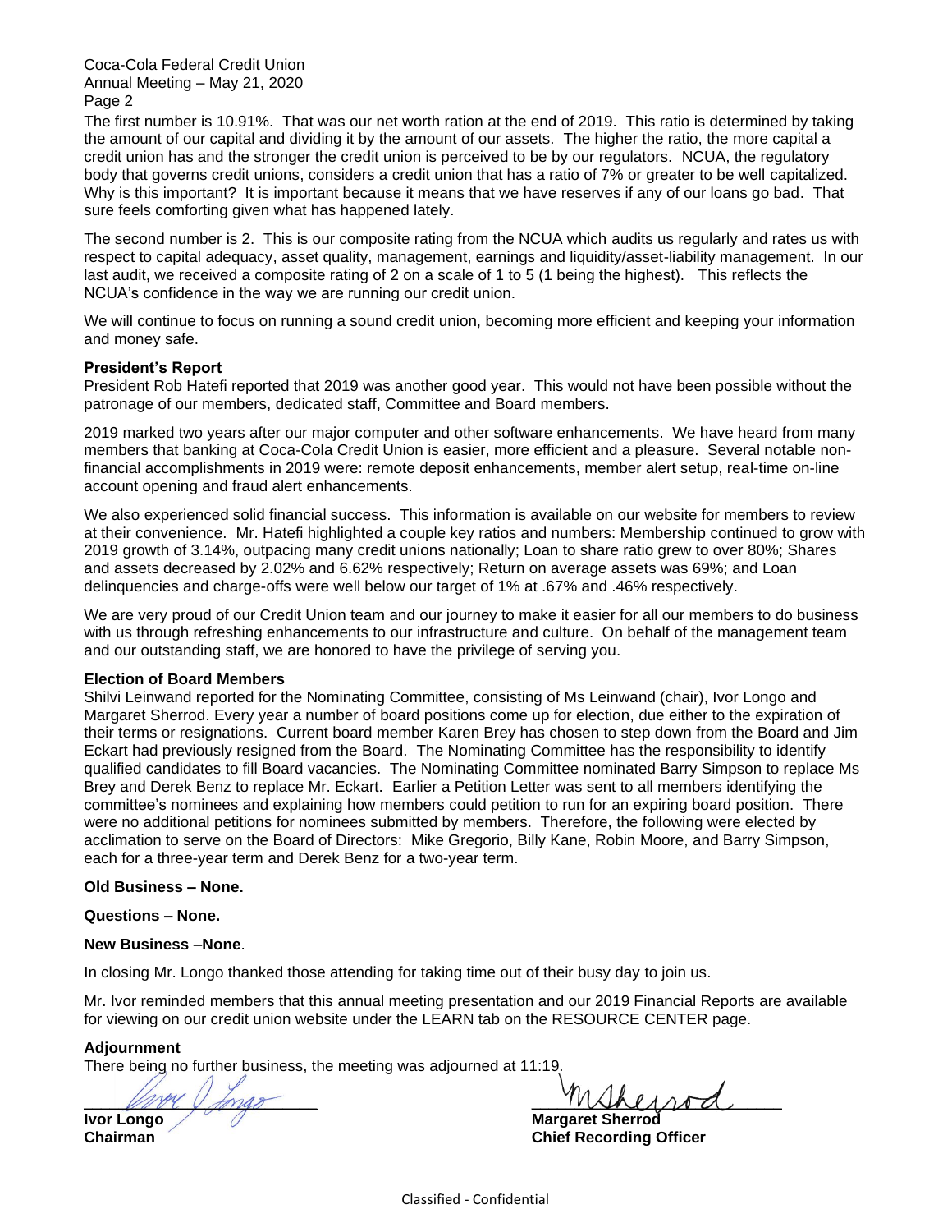The first number is 10.91%. That was our net worth ration at the end of 2019. This ratio is determined by taking the amount of our capital and dividing it by the amount of our assets. The higher the ratio, the more capital a credit union has and the stronger the credit union is perceived to be by our regulators. NCUA, the regulatory body that governs credit unions, considers a credit union that has a ratio of 7% or greater to be well capitalized. Why is this important? It is important because it means that we have reserves if any of our loans go bad. That sure feels comforting given what has happened lately.

The second number is 2. This is our composite rating from the NCUA which audits us regularly and rates us with respect to capital adequacy, asset quality, management, earnings and liquidity/asset-liability management. In our last audit, we received a composite rating of 2 on a scale of 1 to 5 (1 being the highest). This reflects the NCUA's confidence in the way we are running our credit union.

We will continue to focus on running a sound credit union, becoming more efficient and keeping your information and money safe.

**President's Report**

President Rob Hatefi reported that 2019 was another good year. This would not have been possible without the patronage of our members, dedicated staff, Committee and Board members.

2019 marked two years after our major computer and other software enhancements. We have heard from many members that banking at Coca-Cola Credit Union is easier, more efficient and a pleasure. Several notable non-financial accomplishments in 2019 were: remote deposit enhancements, member alert setup, real-time on-line account opening and fraud alert enhancements.

We also experienced solid financial success. This information is available on our website for members to review at their convenience. Mr. Hatefi highlighted a couple key ratios and numbers: Membership continued to grow with 2019 growth of 3.14%, outpacing many credit unions nationally; Loan to share ratio grew to over 80%; Shares and assets decreased by 2.02% and 6.62% respectively; Return on average assets was 69%; and Loan delinquencies and charge-offs were well below our target of 1% at .67% and .46% respectively.

We are very proud of our Credit Union team and our journey to make it easier for all our members to do business with us through refreshing enhancements to our infrastructure and culture. On behalf of the management team and our outstanding staff, we are honored to have the privilege of serving you.

**Election of Board Members**

Shilvi Leinwand reported for the Nominating Committee, consisting of Ms Leinwand (chair), Ivor Longo and Margaret Sherrod. Every year a number of board positions come up for election, due either to the expiration of their terms or resignations. Current board member Karen Brey has chosen to step down from the Board and Jim Eckart had previously resigned from the Board. The Nominating Committee has the responsibility to identify qualified candidates to fill Board vacancies. The Nominating Committee nominated Barry Simpson to replace Ms Brey and Derek Benz to replace Mr. Eckart. Earlier a Petition Letter was sent to all members identifying the committee's nominees and explaining how members could petition to run for an expiring board position. There were no additional petitions for nominees submitted by members. Therefore, the following were elected by acclimation to serve on the Board of Directors: Mike Gregorio, Billy Kane, Robin Moore, and Barry Simpson, each for a three-year term and Derek Benz for a two-year term.

**Old Business – None.**

**Questions – None.**

**New Business** –**None**.

In closing Mr. Longo thanked those attending for taking time out of their busy day to join us.

Mr. Ivor reminded members that this annual meeting presentation and our 2019 Financial Reports are available for viewing on our credit union website under the LEARN tab on the RESOURCE CENTER page.

**Adjournment**

There being no further business, the meeting was adjourned at 11:19.

**Ivor Longo**
**Chairman**

**Margaret Sherrod**
**Chief Recording Officer**

Classified - Confidential